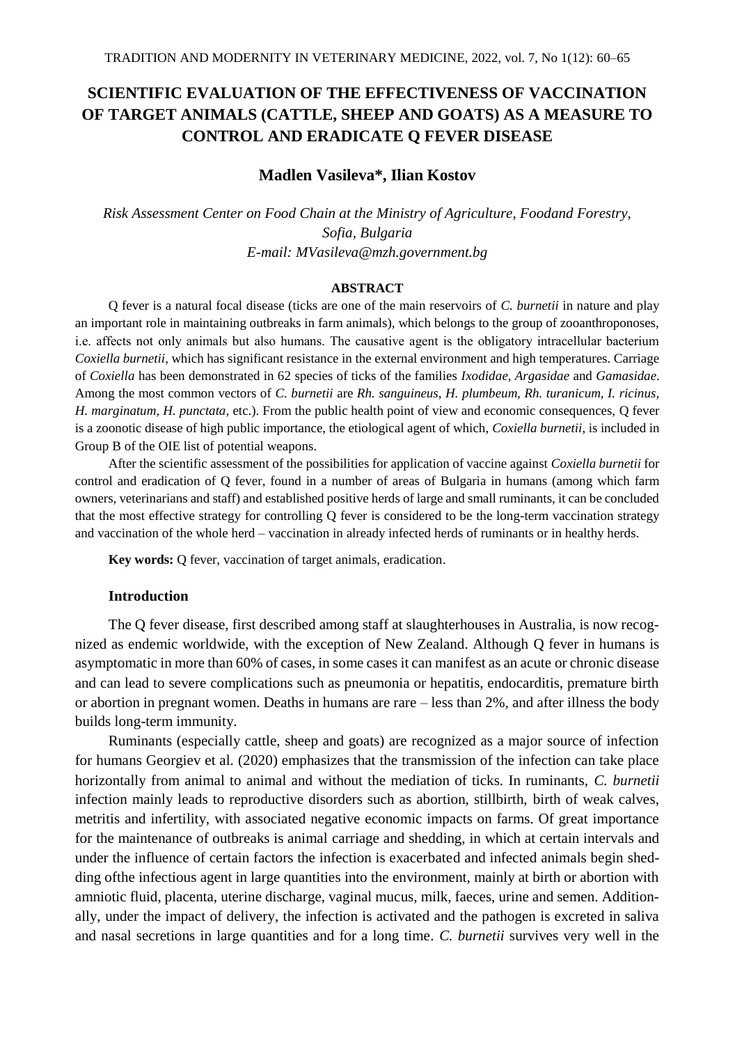# SCIENTIFIC EVALUATION OF THE EFFECTIVENESS OF VACCINATION OF TARGET ANIMALS (CATTLE, SHEEP AND GOATS) AS A MEASURE TO CONTROL AND ERADICATE Q FEVER DISEASE

**Madlen Vasileva*, Ilian Kostov**

*Risk Assessment Center on Food Chain at the Ministry of Agriculture, Foodand Forestry, Sofia, Bulgaria*
*E-mail: MVasileva@mzh.government.bg*

**ABSTRACT**

Q fever is a natural focal disease (ticks are one of the main reservoirs of *C. burnetii* in nature and play an important role in maintaining outbreaks in farm animals), which belongs to the group of zooanthroponoses, i.e. affects not only animals but also humans. The causative agent is the obligatory intracellular bacterium *Coxiella burnetii*, which has significant resistance in the external environment and high temperatures. Carriage of *Coxiella* has been demonstrated in 62 species of ticks of the families *Ixodidae*, *Argasidae* and *Gamasidae*. Among the most common vectors of *C. burnetii* are *Rh. sanguineus, H. plumbeum, Rh. turanicum, I. ricinus, H. marginatum, H. punctata,* etc.). From the public health point of view and economic consequences, Q fever is a zoonotic disease of high public importance, the etiological agent of which, *Coxiella burnetii*, is included in Group B of the OIE list of potential weapons.

After the scientific assessment of the possibilities for application of vaccine against *Coxiella burnetii* for control and eradication of Q fever, found in a number of areas of Bulgaria in humans (among which farm owners, veterinarians and staff) and established positive herds of large and small ruminants, it can be concluded that the most effective strategy for controlling Q fever is considered to be the long-term vaccination strategy and vaccination of the whole herd – vaccination in already infected herds of ruminants or in healthy herds.

**Key words:** Q fever, vaccination of target animals, eradication.

## Introduction

The Q fever disease, first described among staff at slaughterhouses in Australia, is now recognized as endemic worldwide, with the exception of New Zealand. Although Q fever in humans is asymptomatic in more than 60% of cases, in some cases it can manifest as an acute or chronic disease and can lead to severe complications such as pneumonia or hepatitis, endocarditis, premature birth or abortion in pregnant women. Deaths in humans are rare – less than 2%, and after illness the body builds long-term immunity.

Ruminants (especially cattle, sheep and goats) are recognized as a major source of infection for humans Georgiev et al. (2020) emphasizes that the transmission of the infection can take place horizontally from animal to animal and without the mediation of ticks. In ruminants, *C. burnetii* infection mainly leads to reproductive disorders such as abortion, stillbirth, birth of weak calves, metritis and infertility, with associated negative economic impacts on farms. Of great importance for the maintenance of outbreaks is animal carriage and shedding, in which at certain intervals and under the influence of certain factors the infection is exacerbated and infected animals begin shedding ofthe infectious agent in large quantities into the environment, mainly at birth or abortion with amniotic fluid, placenta, uterine discharge, vaginal mucus, milk, faeces, urine and semen. Additionally, under the impact of delivery, the infection is activated and the pathogen is excreted in saliva and nasal secretions in large quantities and for a long time. *C. burnetii* survives very well in the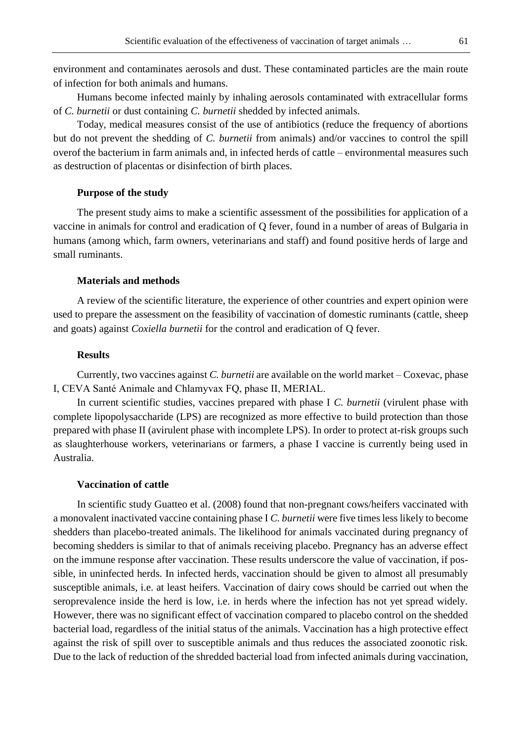environment and contaminates aerosols and dust. These contaminated particles are the main route of infection for both animals and humans.

Humans become infected mainly by inhaling aerosols contaminated with extracellular forms of *C. burnetii* or dust containing *C. burnetii* shedded by infected animals.

Today, medical measures consist of the use of antibiotics (reduce the frequency of abortions but do not prevent the shedding of *C. burnetii* from animals) and/or vaccines to control the spill overof the bacterium in farm animals and, in infected herds of cattle – environmental measures such as destruction of placentas or disinfection of birth places.

### Purpose of the study

The present study aims to make a scientific assessment of the possibilities for application of a vaccine in animals for control and eradication of Q fever, found in a number of areas of Bulgaria in humans (among which, farm owners, veterinarians and staff) and found positive herds of large and small ruminants.

### Materials and methods

A review of the scientific literature, the experience of other countries and expert opinion were used to prepare the assessment on the feasibility of vaccination of domestic ruminants (cattle, sheep and goats) against *Coxiella burnetii* for the control and eradication of Q fever.

### Results

Currently, two vaccines against *C. burnetii* are available on the world market – Coxevac, phase I, CEVA Santé Animale and Chlamyvax FQ, phase II, MERIAL.

In current scientific studies, vaccines prepared with phase I *C. burnetii* (virulent phase with complete lipopolysaccharide (LPS) are recognized as more effective to build protection than those prepared with phase II (avirulent phase with incomplete LPS). In order to protect at-risk groups such as slaughterhouse workers, veterinarians or farmers, a phase I vaccine is currently being used in Australia.

### Vaccination of cattle

In scientific study Guatteo et al. (2008) found that non-pregnant cows/heifers vaccinated with a monovalent inactivated vaccine containing phase I *C. burnetii* were five times less likely to become shedders than placebo-treated animals. The likelihood for animals vaccinated during pregnancy of becoming shedders is similar to that of animals receiving placebo. Pregnancy has an adverse effect on the immune response after vaccination. These results underscore the value of vaccination, if possible, in uninfected herds. In infected herds, vaccination should be given to almost all presumably susceptible animals, i.e. at least heifers. Vaccination of dairy cows should be carried out when the seroprevalence inside the herd is low, i.e. in herds where the infection has not yet spread widely. However, there was no significant effect of vaccination compared to placebo control on the shedded bacterial load, regardless of the initial status of the animals. Vaccination has a high protective effect against the risk of spill over to susceptible animals and thus reduces the associated zoonotic risk. Due to the lack of reduction of the shredded bacterial load from infected animals during vaccination,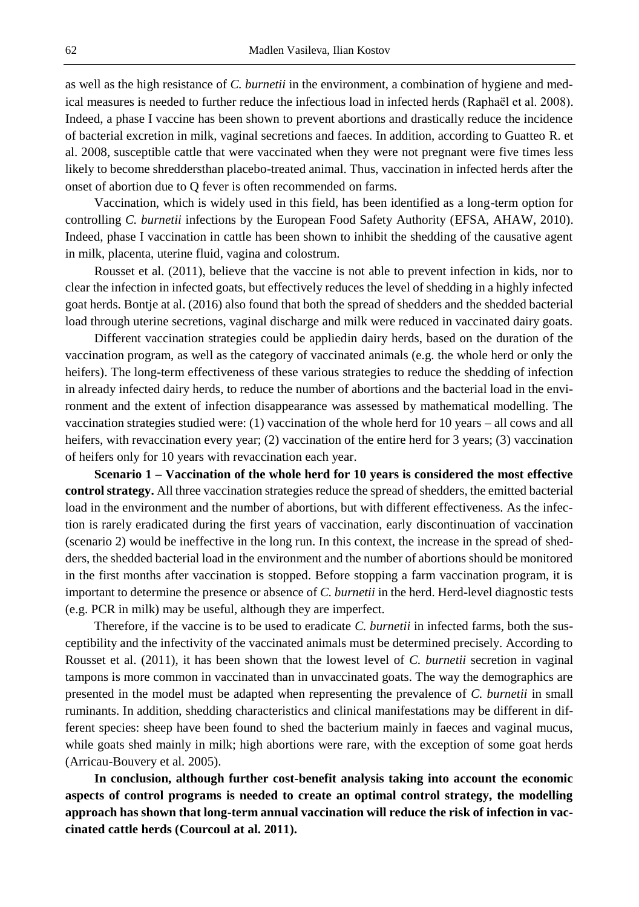as well as the high resistance of *C. burnetii* in the environment, a combination of hygiene and medical measures is needed to further reduce the infectious load in infected herds (Raphaël et al. 2008). Indeed, a phase I vaccine has been shown to prevent abortions and drastically reduce the incidence of bacterial excretion in milk, vaginal secretions and faeces. In addition, according to Guatteo R. et al. 2008, susceptible cattle that were vaccinated when they were not pregnant were five times less likely to become shreddersthan placebo-treated animal. Thus, vaccination in infected herds after the onset of abortion due to Q fever is often recommended on farms.

Vaccination, which is widely used in this field, has been identified as a long-term option for controlling *C. burnetii* infections by the European Food Safety Authority (EFSA, AHAW, 2010). Indeed, phase I vaccination in cattle has been shown to inhibit the shedding of the causative agent in milk, placenta, uterine fluid, vagina and colostrum.

Rousset et al. (2011), believe that the vaccine is not able to prevent infection in kids, nor to clear the infection in infected goats, but effectively reduces the level of shedding in a highly infected goat herds. Bontje at al. (2016) also found that both the spread of shedders and the shedded bacterial load through uterine secretions, vaginal discharge and milk were reduced in vaccinated dairy goats.

Different vaccination strategies could be appliedin dairy herds, based on the duration of the vaccination program, as well as the category of vaccinated animals (e.g. the whole herd or only the heifers). The long-term effectiveness of these various strategies to reduce the shedding of infection in already infected dairy herds, to reduce the number of abortions and the bacterial load in the environment and the extent of infection disappearance was assessed by mathematical modelling. The vaccination strategies studied were: (1) vaccination of the whole herd for 10 years – all cows and all heifers, with revaccination every year; (2) vaccination of the entire herd for 3 years; (3) vaccination of heifers only for 10 years with revaccination each year.

**Scenario 1 – Vaccination of the whole herd for 10 years is considered the most effective control strategy.** All three vaccination strategies reduce the spread of shedders, the emitted bacterial load in the environment and the number of abortions, but with different effectiveness. As the infection is rarely eradicated during the first years of vaccination, early discontinuation of vaccination (scenario 2) would be ineffective in the long run. In this context, the increase in the spread of shedders, the shedded bacterial load in the environment and the number of abortions should be monitored in the first months after vaccination is stopped. Before stopping a farm vaccination program, it is important to determine the presence or absence of *C. burnetii* in the herd. Herd-level diagnostic tests (e.g. PCR in milk) may be useful, although they are imperfect.

Therefore, if the vaccine is to be used to eradicate *C. burnetii* in infected farms, both the susceptibility and the infectivity of the vaccinated animals must be determined precisely. According to Rousset et al. (2011), it has been shown that the lowest level of *C. burnetii* secretion in vaginal tampons is more common in vaccinated than in unvaccinated goats. The way the demographics are presented in the model must be adapted when representing the prevalence of *C. burnetii* in small ruminants. In addition, shedding characteristics and clinical manifestations may be different in different species: sheep have been found to shed the bacterium mainly in faeces and vaginal mucus, while goats shed mainly in milk; high abortions were rare, with the exception of some goat herds (Arricau-Bouvery et al. 2005).

**In conclusion, although further cost-benefit analysis taking into account the economic aspects of control programs is needed to create an optimal control strategy, the modelling approach has shown that long-term annual vaccination will reduce the risk of infection in vaccinated cattle herds (Courcoul at al. 2011).**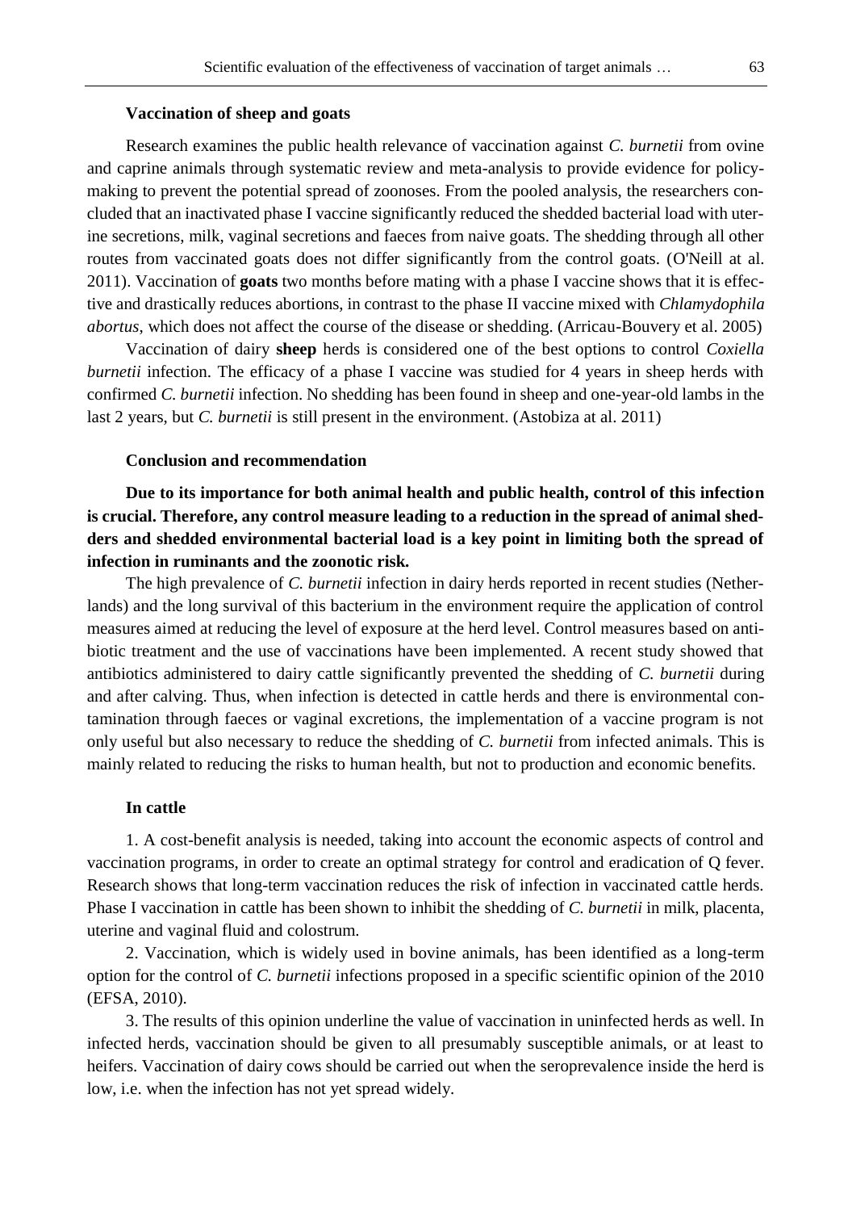### Vaccination of sheep and goats

Research examines the public health relevance of vaccination against *C. burnetii* from ovine and caprine animals through systematic review and meta-analysis to provide evidence for policy-making to prevent the potential spread of zoonoses. From the pooled analysis, the researchers concluded that an inactivated phase I vaccine significantly reduced the shedded bacterial load with uterine secretions, milk, vaginal secretions and faeces from naive goats. The shedding through all other routes from vaccinated goats does not differ significantly from the control goats. (O'Neill at al. 2011). Vaccination of **goats** two months before mating with a phase I vaccine shows that it is effective and drastically reduces abortions, in contrast to the phase II vaccine mixed with *Chlamydophila abortus*, which does not affect the course of the disease or shedding. (Arricau-Bouvery et al. 2005)

Vaccination of dairy **sheep** herds is considered one of the best options to control *Coxiella burnetii* infection. The efficacy of a phase I vaccine was studied for 4 years in sheep herds with confirmed *C. burnetii* infection. No shedding has been found in sheep and one-year-old lambs in the last 2 years, but *C. burnetii* is still present in the environment. (Astobiza at al. 2011)

### Conclusion and recommendation

**Due to its importance for both animal health and public health, control of this infection is crucial. Therefore, any control measure leading to a reduction in the spread of animal shedders and shedded environmental bacterial load is a key point in limiting both the spread of infection in ruminants and the zoonotic risk.**

The high prevalence of *C. burnetii* infection in dairy herds reported in recent studies (Netherlands) and the long survival of this bacterium in the environment require the application of control measures aimed at reducing the level of exposure at the herd level. Control measures based on antibiotic treatment and the use of vaccinations have been implemented. A recent study showed that antibiotics administered to dairy cattle significantly prevented the shedding of *C. burnetii* during and after calving. Thus, when infection is detected in cattle herds and there is environmental contamination through faeces or vaginal excretions, the implementation of a vaccine program is not only useful but also necessary to reduce the shedding of *C. burnetii* from infected animals. This is mainly related to reducing the risks to human health, but not to production and economic benefits.

### In cattle

1. A cost-benefit analysis is needed, taking into account the economic aspects of control and vaccination programs, in order to create an optimal strategy for control and eradication of Q fever. Research shows that long-term vaccination reduces the risk of infection in vaccinated cattle herds. Phase I vaccination in cattle has been shown to inhibit the shedding of *C. burnetii* in milk, placenta, uterine and vaginal fluid and colostrum.

2. Vaccination, which is widely used in bovine animals, has been identified as a long-term option for the control of *C. burnetii* infections proposed in a specific scientific opinion of the 2010 (EFSA, 2010).

3. The results of this opinion underline the value of vaccination in uninfected herds as well. In infected herds, vaccination should be given to all presumably susceptible animals, or at least to heifers. Vaccination of dairy cows should be carried out when the seroprevalence inside the herd is low, i.e. when the infection has not yet spread widely.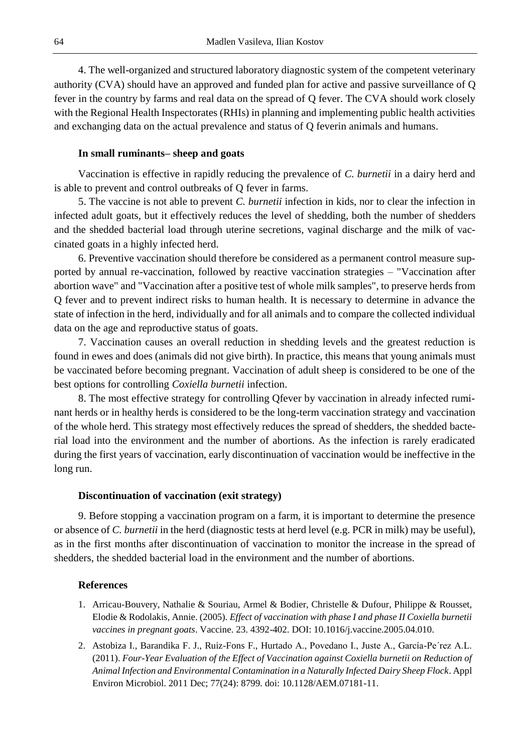4. The well-organized and structured laboratory diagnostic system of the competent veterinary authority (CVA) should have an approved and funded plan for active and passive surveillance of Q fever in the country by farms and real data on the spread of Q fever. The CVA should work closely with the Regional Health Inspectorates (RHIs) in planning and implementing public health activities and exchanging data on the actual prevalence and status of Q feverin animals and humans.

### In small ruminants– sheep and goats

Vaccination is effective in rapidly reducing the prevalence of *C. burnetii* in a dairy herd and is able to prevent and control outbreaks of Q fever in farms.

5. The vaccine is not able to prevent *C. burnetii* infection in kids, nor to clear the infection in infected adult goats, but it effectively reduces the level of shedding, both the number of shedders and the shedded bacterial load through uterine secretions, vaginal discharge and the milk of vaccinated goats in a highly infected herd.

6. Preventive vaccination should therefore be considered as a permanent control measure supported by annual re-vaccination, followed by reactive vaccination strategies – "Vaccination after abortion wave" and "Vaccination after a positive test of whole milk samples", to preserve herds from Q fever and to prevent indirect risks to human health. It is necessary to determine in advance the state of infection in the herd, individually and for all animals and to compare the collected individual data on the age and reproductive status of goats.

7. Vaccination causes an overall reduction in shedding levels and the greatest reduction is found in ewes and does (animals did not give birth). In practice, this means that young animals must be vaccinated before becoming pregnant. Vaccination of adult sheep is considered to be one of the best options for controlling *Coxiella burnetii* infection.

8. The most effective strategy for controlling Qfever by vaccination in already infected ruminant herds or in healthy herds is considered to be the long-term vaccination strategy and vaccination of the whole herd. This strategy most effectively reduces the spread of shedders, the shedded bacterial load into the environment and the number of abortions. As the infection is rarely eradicated during the first years of vaccination, early discontinuation of vaccination would be ineffective in the long run.

### Discontinuation of vaccination (exit strategy)

9. Before stopping a vaccination program on a farm, it is important to determine the presence or absence of *C. burnetii* in the herd (diagnostic tests at herd level (e.g. PCR in milk) may be useful), as in the first months after discontinuation of vaccination to monitor the increase in the spread of shedders, the shedded bacterial load in the environment and the number of abortions.

## References

1. Arricau-Bouvery, Nathalie & Souriau, Armel & Bodier, Christelle & Dufour, Philippe & Rousset, Elodie & Rodolakis, Annie. (2005). *Effect of vaccination with phase I and phase II Coxiella burnetii vaccines in pregnant goats*. Vaccine. 23. 4392-402. DOI: 10.1016/j.vaccine.2005.04.010.
2. Astobiza I., Barandika F. J., Ruiz-Fons F., Hurtado A., Povedano I., Juste A., García-Pe´rez A.L. (2011). *Four-Year Evaluation of the Effect of Vaccination against Coxiella burnetii on Reduction of Animal Infection and Environmental Contamination in a Naturally Infected Dairy Sheep Flock*. Appl Environ Microbiol. 2011 Dec; 77(24): 8799. doi: 10.1128/AEM.07181-11.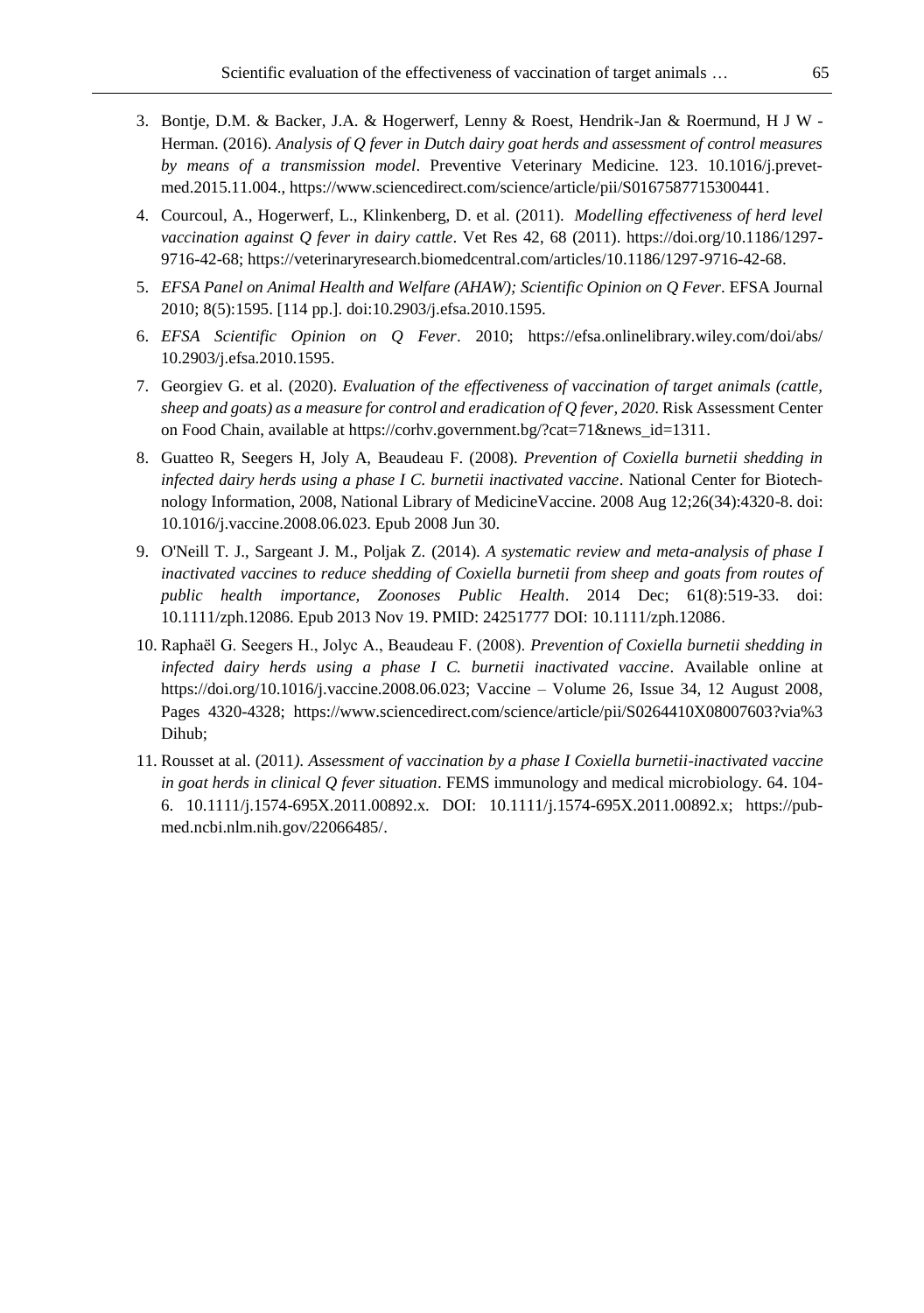3. Bontje, D.M. & Backer, J.A. & Hogerwerf, Lenny & Roest, Hendrik-Jan & Roermund, H J W - Herman. (2016). *Analysis of Q fever in Dutch dairy goat herds and assessment of control measures by means of a transmission model*. Preventive Veterinary Medicine. 123. 10.1016/j.prevetmed.2015.11.004., https://www.sciencedirect.com/science/article/pii/S0167587715300441.

4. Courcoul, A., Hogerwerf, L., Klinkenberg, D. et al. (2011). *Modelling effectiveness of herd level vaccination against Q fever in dairy cattle*. Vet Res 42, 68 (2011). https://doi.org/10.1186/1297-9716-42-68; https://veterinaryresearch.biomedcentral.com/articles/10.1186/1297-9716-42-68.

5. *EFSA Panel on Animal Health and Welfare (AHAW); Scientific Opinion on Q Fever*. EFSA Journal 2010; 8(5):1595. [114 pp.]. doi:10.2903/j.efsa.2010.1595.

6. *EFSA Scientific Opinion on Q Fever*. 2010; https://efsa.onlinelibrary.wiley.com/doi/abs/10.2903/j.efsa.2010.1595.

7. Georgiev G. et al. (2020). *Evaluation of the effectiveness of vaccination of target animals (cattle, sheep and goats) as a measure for control and eradication of Q fever, 2020*. Risk Assessment Center on Food Chain, available at https://corhv.government.bg/?cat=71&news_id=1311.

8. Guatteo R, Seegers H, Joly A, Beaudeau F. (2008). *Prevention of Coxiella burnetii shedding in infected dairy herds using a phase I C. burnetii inactivated vaccine*. National Center for Biotechnology Information, 2008, National Library of MedicineVaccine. 2008 Aug 12;26(34):4320-8. doi: 10.1016/j.vaccine.2008.06.023. Epub 2008 Jun 30.

9. O'Neill T. J., Sargeant J. M., Poljak Z. (2014). *A systematic review and meta-analysis of phase I inactivated vaccines to reduce shedding of Coxiella burnetii from sheep and goats from routes of public health importance, Zoonoses Public Health*. 2014 Dec; 61(8):519-33. doi: 10.1111/zph.12086. Epub 2013 Nov 19. PMID: 24251777 DOI: 10.1111/zph.12086.

10. Raphaël G. Seegers H., Jolyc A., Beaudeau F. (2008). *Prevention of Coxiella burnetii shedding in infected dairy herds using a phase I C. burnetii inactivated vaccine*. Available online at https://doi.org/10.1016/j.vaccine.2008.06.023; Vaccine – Volume 26, Issue 34, 12 August 2008, Pages 4320-4328; https://www.sciencedirect.com/science/article/pii/S0264410X08007603?via%3Dihub;

11. Rousset at al. (2011). *Assessment of vaccination by a phase I Coxiella burnetii-inactivated vaccine in goat herds in clinical Q fever situation*. FEMS immunology and medical microbiology. 64. 104-6. 10.1111/j.1574-695X.2011.00892.x. DOI: 10.1111/j.1574-695X.2011.00892.x; https://pubmed.ncbi.nlm.nih.gov/22066485/.